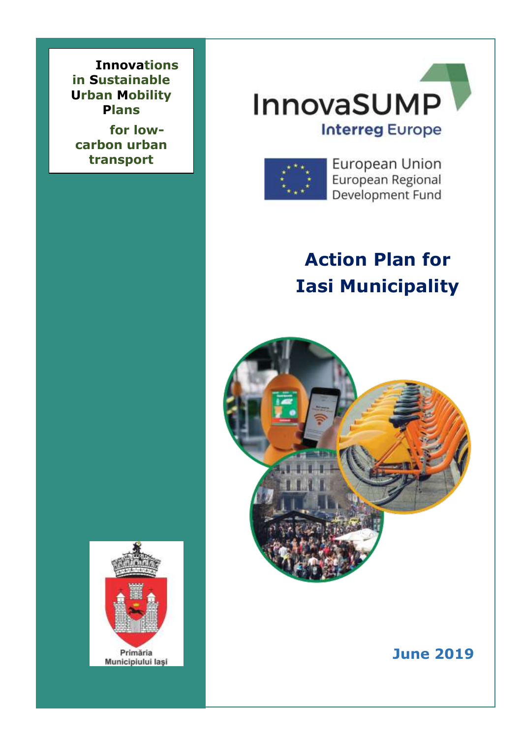**Innovations in Sustainable Urban Mobility Plans**

**for low-carbon urban transport**

InnovaSUMP

Interreg Europe

European Union
European Regional Development Fund

# Action Plan for Iasi Municipality

Primăria Municipiului Iaşi

**June 2019**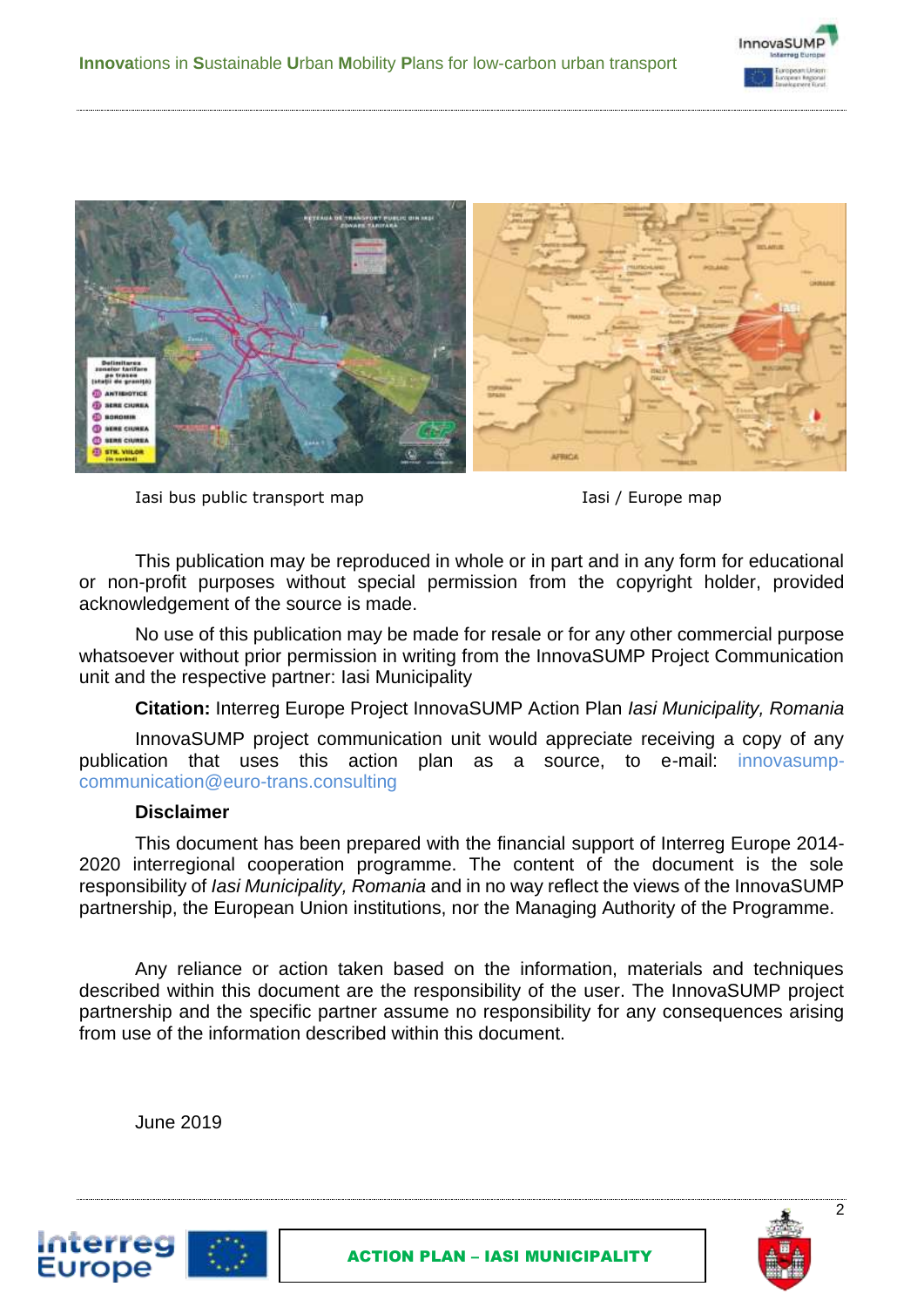Iasi bus public transport map

Iasi / Europe map

This publication may be reproduced in whole or in part and in any form for educational or non-profit purposes without special permission from the copyright holder, provided acknowledgement of the source is made.

No use of this publication may be made for resale or for any other commercial purpose whatsoever without prior permission in writing from the InnovaSUMP Project Communication unit and the respective partner: Iasi Municipality

**Citation:** Interreg Europe Project InnovaSUMP Action Plan *Iasi Municipality, Romania*

InnovaSUMP project communication unit would appreciate receiving a copy of any publication that uses this action plan as a source, to e-mail: innovasump-communication@euro-trans.consulting

**Disclaimer**

This document has been prepared with the financial support of Interreg Europe 2014-2020 interregional cooperation programme. The content of the document is the sole responsibility of *Iasi Municipality, Romania* and in no way reflect the views of the InnovaSUMP partnership, the European Union institutions, nor the Managing Authority of the Programme.

Any reliance or action taken based on the information, materials and techniques described within this document are the responsibility of the user. The InnovaSUMP project partnership and the specific partner assume no responsibility for any consequences arising from use of the information described within this document.

June 2019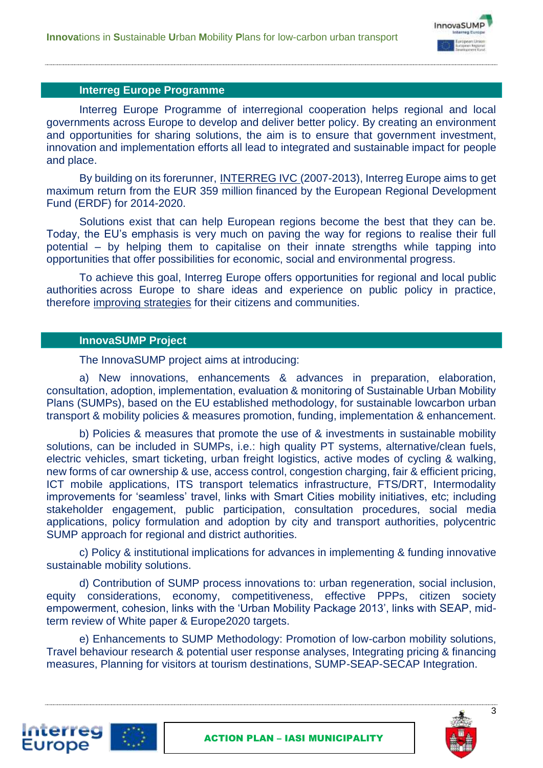## Interreg Europe Programme

Interreg Europe Programme of interregional cooperation helps regional and local governments across Europe to develop and deliver better policy. By creating an environment and opportunities for sharing solutions, the aim is to ensure that government investment, innovation and implementation efforts all lead to integrated and sustainable impact for people and place.

By building on its forerunner, INTERREG IVC (2007-2013), Interreg Europe aims to get maximum return from the EUR 359 million financed by the European Regional Development Fund (ERDF) for 2014-2020.

Solutions exist that can help European regions become the best that they can be. Today, the EU's emphasis is very much on paving the way for regions to realise their full potential – by helping them to capitalise on their innate strengths while tapping into opportunities that offer possibilities for economic, social and environmental progress.

To achieve this goal, Interreg Europe offers opportunities for regional and local public authorities across Europe to share ideas and experience on public policy in practice, therefore improving strategies for their citizens and communities.

## InnovaSUMP Project

The InnovaSUMP project aims at introducing:

a) New innovations, enhancements & advances in preparation, elaboration, consultation, adoption, implementation, evaluation & monitoring of Sustainable Urban Mobility Plans (SUMPs), based on the EU established methodology, for sustainable lowcarbon urban transport & mobility policies & measures promotion, funding, implementation & enhancement.

b) Policies & measures that promote the use of & investments in sustainable mobility solutions, can be included in SUMPs, i.e.: high quality PT systems, alternative/clean fuels, electric vehicles, smart ticketing, urban freight logistics, active modes of cycling & walking, new forms of car ownership & use, access control, congestion charging, fair & efficient pricing, ICT mobile applications, ITS transport telematics infrastructure, FTS/DRT, Intermodality improvements for 'seamless' travel, links with Smart Cities mobility initiatives, etc; including stakeholder engagement, public participation, consultation procedures, social media applications, policy formulation and adoption by city and transport authorities, polycentric SUMP approach for regional and district authorities.

c) Policy & institutional implications for advances in implementing & funding innovative sustainable mobility solutions.

d) Contribution of SUMP process innovations to: urban regeneration, social inclusion, equity considerations, economy, competitiveness, effective PPPs, citizen society empowerment, cohesion, links with the 'Urban Mobility Package 2013', links with SEAP, mid-term review of White paper & Europe2020 targets.

e) Enhancements to SUMP Methodology: Promotion of low-carbon mobility solutions, Travel behaviour research & potential user response analyses, Integrating pricing & financing measures, Planning for visitors at tourism destinations, SUMP-SEAP-SECAP Integration.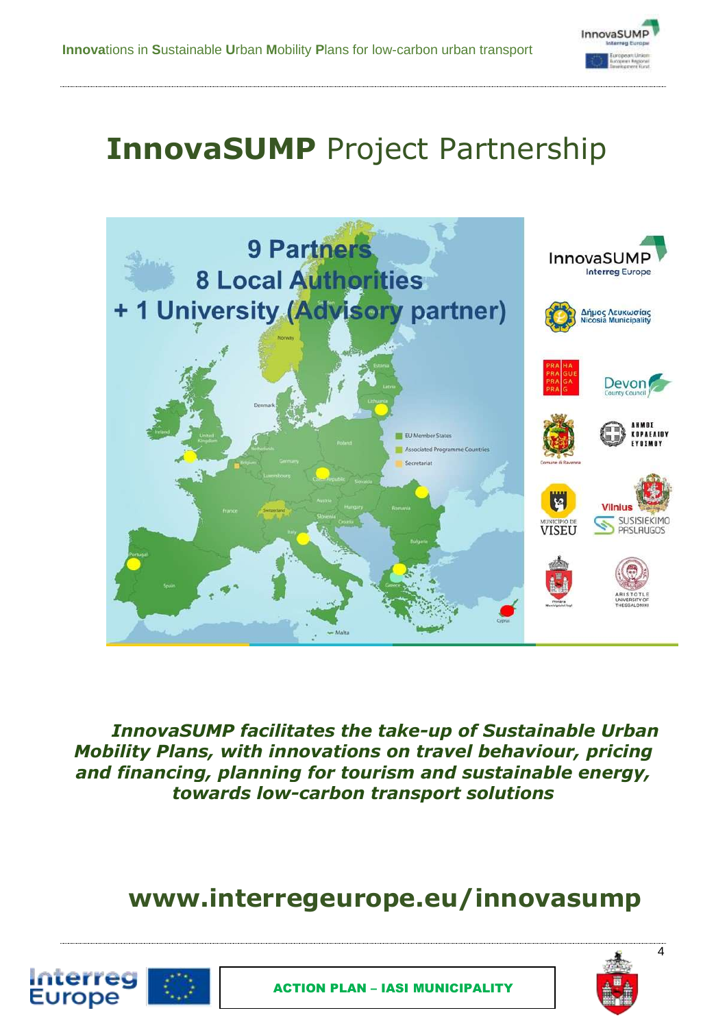# **InnovaSUMP** Project Partnership

9 Partners
8 Local Authorities
+ 1 University (Advisory partner)

*__InnovaSUMP facilitates the take-up of Sustainable Urban Mobility Plans, with innovations on travel behaviour, pricing and financing, planning for tourism and sustainable energy, towards low-carbon transport solutions__*

**www.interregeurope.eu/innovasump**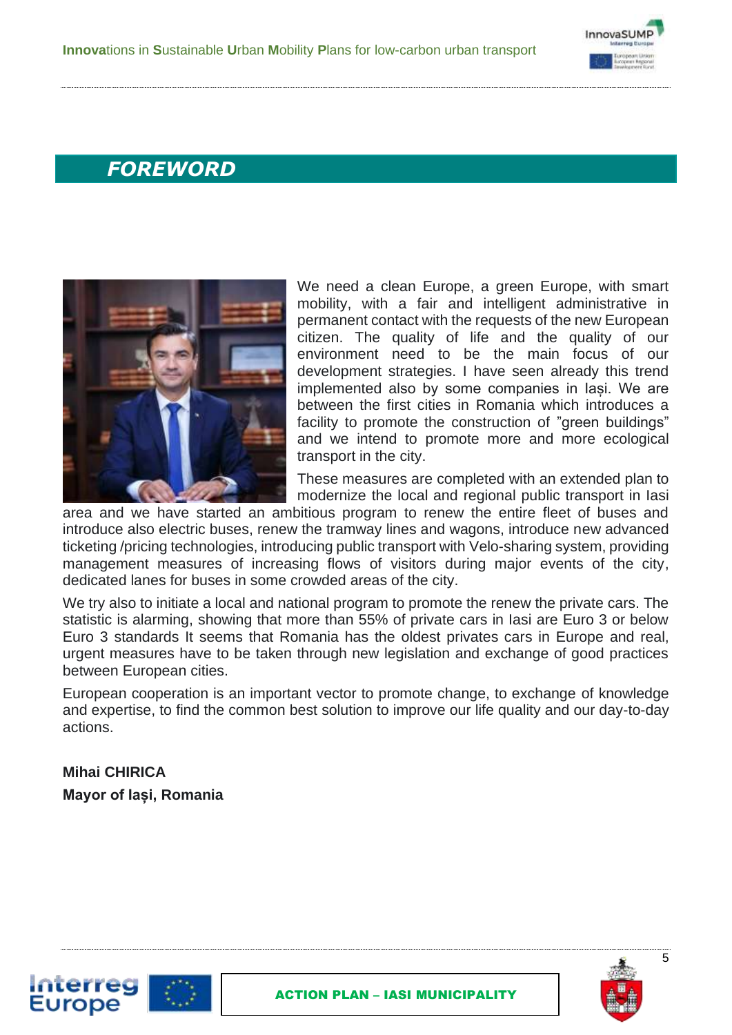## *FOREWORD*

We need a clean Europe, a green Europe, with smart mobility, with a fair and intelligent administrative in permanent contact with the requests of the new European citizen. The quality of life and the quality of our environment need to be the main focus of our development strategies. I have seen already this trend implemented also by some companies in Iași. We are between the first cities in Romania which introduces a facility to promote the construction of ”green buildings” and we intend to promote more and more ecological transport in the city.

These measures are completed with an extended plan to modernize the local and regional public transport in Iasi area and we have started an ambitious program to renew the entire fleet of buses and introduce also electric buses, renew the tramway lines and wagons, introduce new advanced ticketing /pricing technologies, introducing public transport with Velo-sharing system, providing management measures of increasing flows of visitors during major events of the city, dedicated lanes for buses in some crowded areas of the city.

We try also to initiate a local and national program to promote the renew the private cars. The statistic is alarming, showing that more than 55% of private cars in Iasi are Euro 3 or below Euro 3 standards It seems that Romania has the oldest privates cars in Europe and real, urgent measures have to be taken through new legislation and exchange of good practices between European cities.

European cooperation is an important vector to promote change, to exchange of knowledge and expertise, to find the common best solution to improve our life quality and our day-to-day actions.

**Mihai CHIRICA**

**Mayor of Iași, Romania**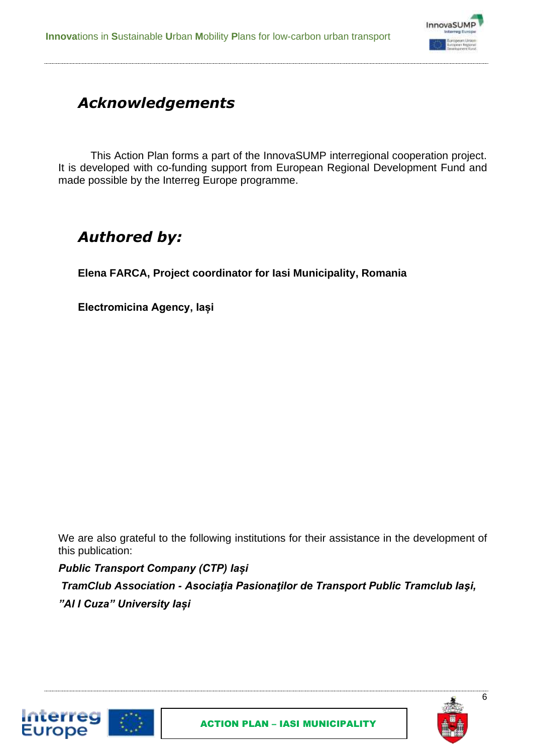# *Acknowledgements*

This Action Plan forms a part of the InnovaSUMP interregional cooperation project. It is developed with co-funding support from European Regional Development Fund and made possible by the Interreg Europe programme.

# *Authored by:*

**Elena FARCA, Project coordinator for Iasi Municipality, Romania**

**Electromicina Agency, Iași**

We are also grateful to the following institutions for their assistance in the development of this publication:

***Public Transport Company (CTP) Iași***

***TramClub Association - Asociaţia Pasionaţilor de Transport Public Tramclub Iaşi,***

***"Al I Cuza" University Iași***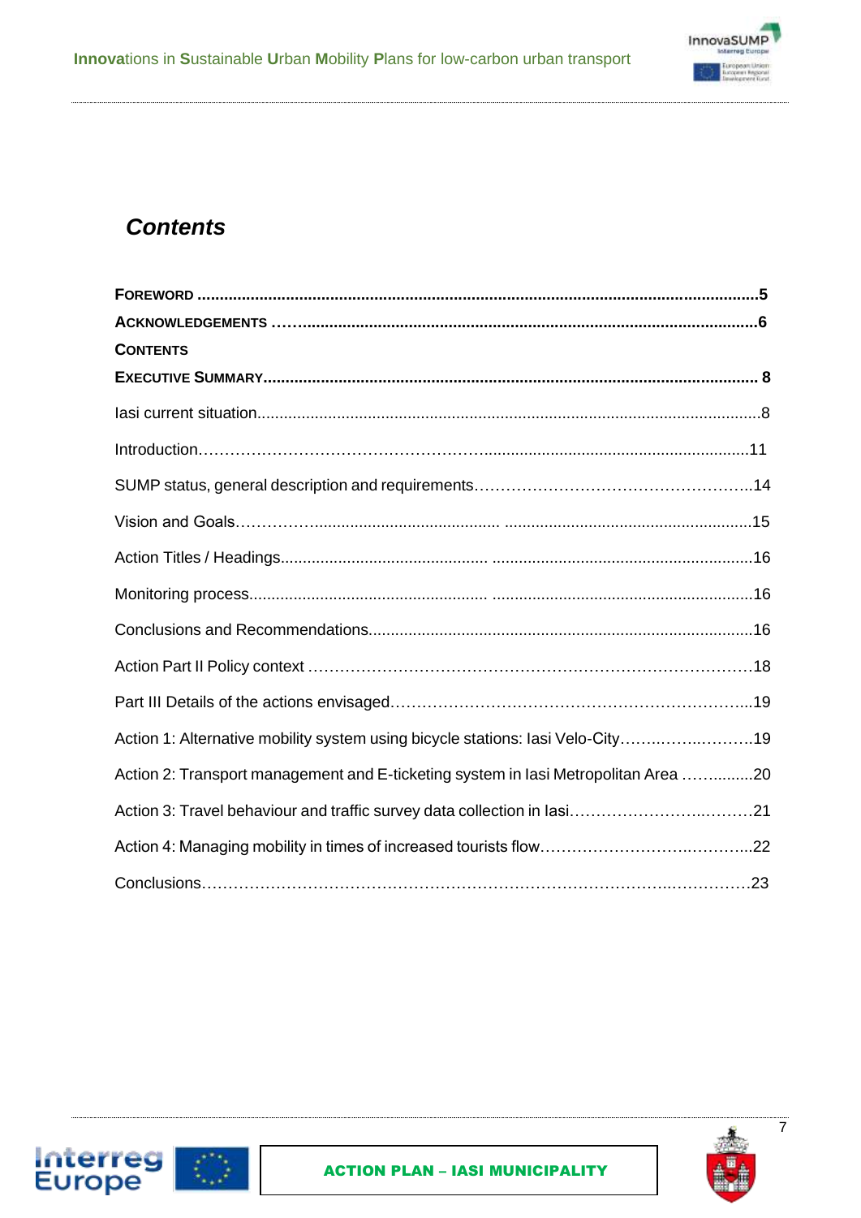## *Contents*

**FOREWORD** ............................................................................................................................5

**ACKNOWLEDGEMENTS** ……......................................................................................................6

**CONTENTS**

**EXECUTIVE SUMMARY**................................................................................................................ 8

Iasi current situation.................................................................................................................8

Introduction…………………………………………………..........................................................11

SUMP status, general description and requirements……………………………………………..14

Vision and Goals…………........................................... .......................................................15

Action Titles / Headings............................................. ..........................................................16

Monitoring process.................................................... ..........................................................16

Conclusions and Recommendations......................................................................................16

Action Part II Policy context …………………………………………………………………………18

Part III Details of the actions envisaged……………………………………………………………...19

Action 1: Alternative mobility system using bicycle stations: Iasi Velo-City……..……..……….19

Action 2: Transport management and E-ticketing system in Iasi Metropolitan Area ……........20

Action 3: Travel behaviour and traffic survey data collection in Iasi……………………..………21

Action 4: Managing mobility in times of increased tourists flow……………………..…………...22

Conclusions…………………………………………………………………………..……………23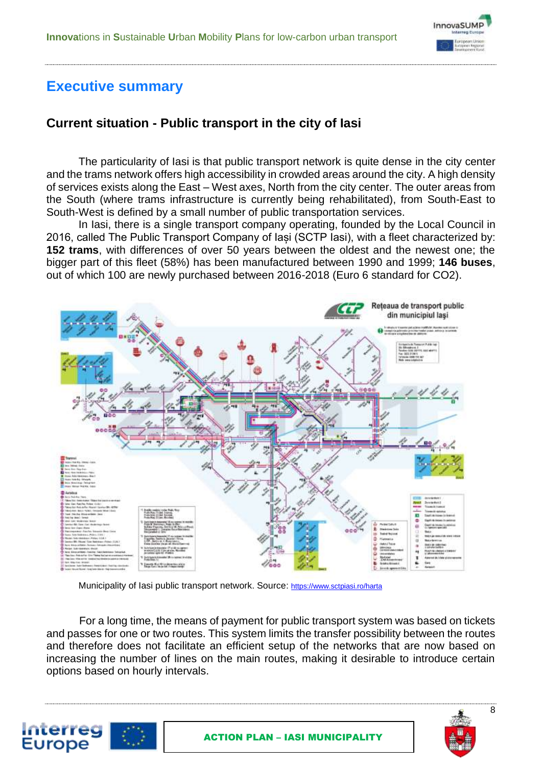# Executive summary

## Current situation - Public transport in the city of Iasi

The particularity of Iasi is that public transport network is quite dense in the city center and the trams network offers high accessibility in crowded areas around the city. A high density of services exists along the East – West axes, North from the city center. The outer areas from the South (where trams infrastructure is currently being rehabilitated), from South-East to South-West is defined by a small number of public transportation services.

In Iasi, there is a single transport company operating, founded by the Local Council in 2016, called The Public Transport Company of Iași (SCTP Iasi), with a fleet characterized by: **152 trams**, with differences of over 50 years between the oldest and the newest one; the bigger part of this fleet (58%) has been manufactured between 1990 and 1999; **146 buses**, out of which 100 are newly purchased between 2016-2018 (Euro 6 standard for $CO_2$).

Municipality of Iasi public transport network. Source: https://www.sctpiasi.ro/harta

For a long time, the means of payment for public transport system was based on tickets and passes for one or two routes. This system limits the transfer possibility between the routes and therefore does not facilitate an efficient setup of the networks that are now based on increasing the number of lines on the main routes, making it desirable to introduce certain options based on hourly intervals.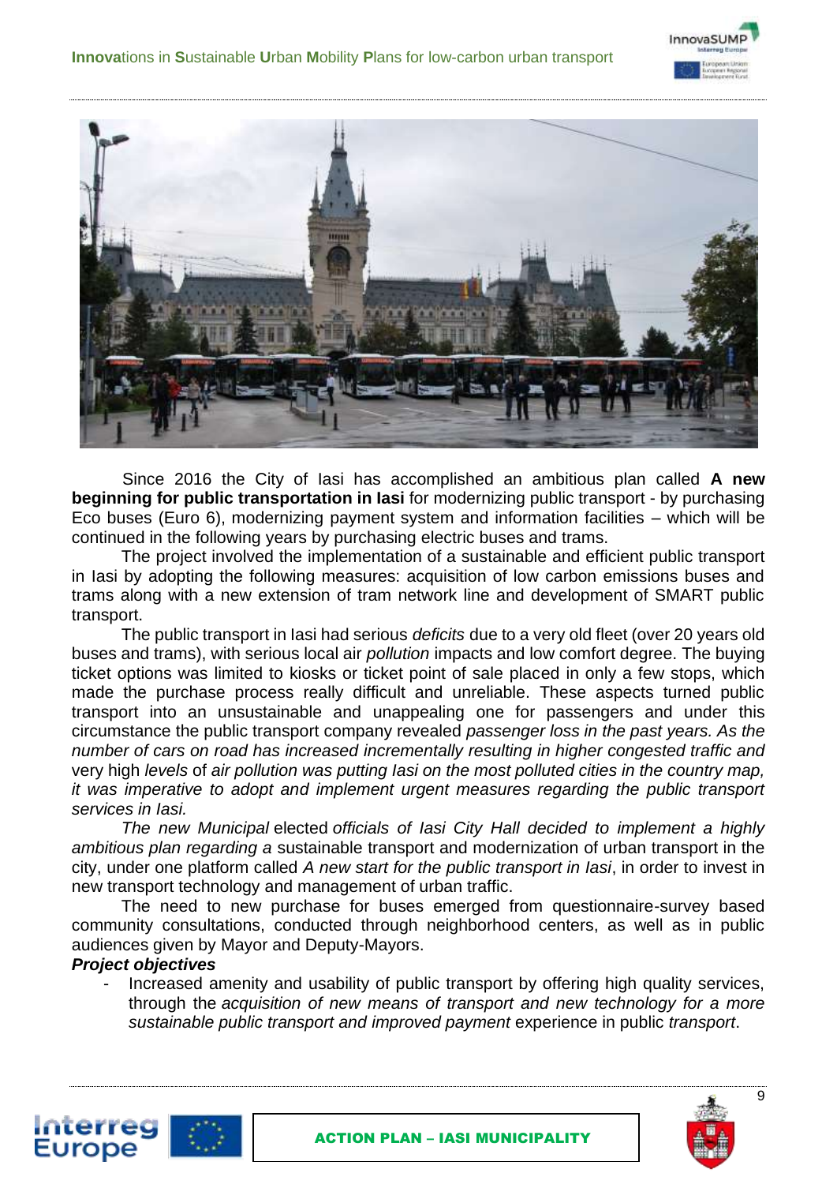Since 2016 the City of Iasi has accomplished an ambitious plan called **A new beginning for public transportation in Iasi** for modernizing public transport - by purchasing Eco buses (Euro 6), modernizing payment system and information facilities – which will be continued in the following years by purchasing electric buses and trams.

The project involved the implementation of a sustainable and efficient public transport in Iasi by adopting the following measures: acquisition of low carbon emissions buses and trams along with a new extension of tram network line and development of SMART public transport.

The public transport in Iasi had serious *deficits* due to a very old fleet (over 20 years old buses and trams), with serious local air *pollution* impacts and low comfort degree. The buying ticket options was limited to kiosks or ticket point of sale placed in only a few stops, which made the purchase process really difficult and unreliable. These aspects turned public transport into an unsustainable and unappealing one for passengers and under this circumstance the public transport company revealed *passenger loss in the past years. As the number of cars on road has increased incrementally resulting in higher congested traffic and* very high *levels* of *air pollution was putting Iasi on the most polluted cities in the country map, it was imperative to adopt and implement urgent measures regarding the public transport services in Iasi.*

*The new Municipal* elected *officials of Iasi City Hall decided to implement a highly ambitious plan regarding a* sustainable transport and modernization of urban transport in the city, under one platform called *A new start for the public transport in Iasi*, in order to invest in new transport technology and management of urban traffic.

The need to new purchase for buses emerged from questionnaire-survey based community consultations, conducted through neighborhood centers, as well as in public audiences given by Mayor and Deputy-Mayors.

***Project objectives***

- Increased amenity and usability of public transport by offering high quality services, through the *acquisition of new means of transport and new technology for a more sustainable public transport and improved payment* experience in public *transport*.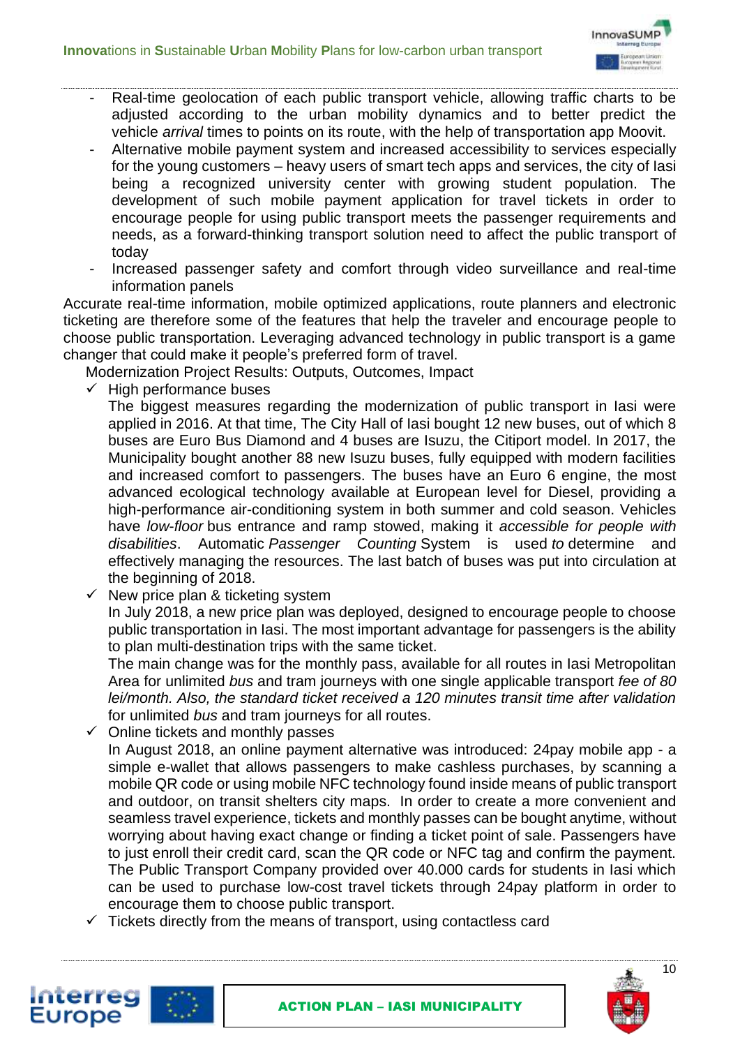- Real-time geolocation of each public transport vehicle, allowing traffic charts to be adjusted according to the urban mobility dynamics and to better predict the vehicle *arrival* times to points on its route, with the help of transportation app Moovit.
- Alternative mobile payment system and increased accessibility to services especially for the young customers – heavy users of smart tech apps and services, the city of Iasi being a recognized university center with growing student population. The development of such mobile payment application for travel tickets in order to encourage people for using public transport meets the passenger requirements and needs, as a forward-thinking transport solution need to affect the public transport of today
- Increased passenger safety and comfort through video surveillance and real-time information panels

Accurate real-time information, mobile optimized applications, route planners and electronic ticketing are therefore some of the features that help the traveler and encourage people to choose public transportation. Leveraging advanced technology in public transport is a game changer that could make it people's preferred form of travel.

Modernization Project Results: Outputs, Outcomes, Impact

- ✓ High performance buses

  The biggest measures regarding the modernization of public transport in Iasi were applied in 2016. At that time, The City Hall of Iasi bought 12 new buses, out of which 8 buses are Euro Bus Diamond and 4 buses are Isuzu, the Citiport model. In 2017, the Municipality bought another 88 new Isuzu buses, fully equipped with modern facilities and increased comfort to passengers. The buses have an Euro 6 engine, the most advanced ecological technology available at European level for Diesel, providing a high-performance air-conditioning system in both summer and cold season. Vehicles have *low-floor* bus entrance and ramp stowed, making it *accessible for people with disabilities*. Automatic *Passenger Counting* System is used *to* determine and effectively managing the resources. The last batch of buses was put into circulation at the beginning of 2018.

- ✓ New price plan & ticketing system

  In July 2018, a new price plan was deployed, designed to encourage people to choose public transportation in Iasi. The most important advantage for passengers is the ability to plan multi-destination trips with the same ticket.

  The main change was for the monthly pass, available for all routes in Iasi Metropolitan Area for unlimited *bus* and tram journeys with one single applicable transport *fee of 80 lei/month. Also, the standard ticket received a 120 minutes transit time after validation* for unlimited *bus* and tram journeys for all routes.

- ✓ Online tickets and monthly passes

  In August 2018, an online payment alternative was introduced: 24pay mobile app - a simple e-wallet that allows passengers to make cashless purchases, by scanning a mobile QR code or using mobile NFC technology found inside means of public transport and outdoor, on transit shelters city maps. In order to create a more convenient and seamless travel experience, tickets and monthly passes can be bought anytime, without worrying about having exact change or finding a ticket point of sale. Passengers have to just enroll their credit card, scan the QR code or NFC tag and confirm the payment. The Public Transport Company provided over 40.000 cards for students in Iasi which can be used to purchase low-cost travel tickets through 24pay platform in order to encourage them to choose public transport.

- ✓ Tickets directly from the means of transport, using contactless card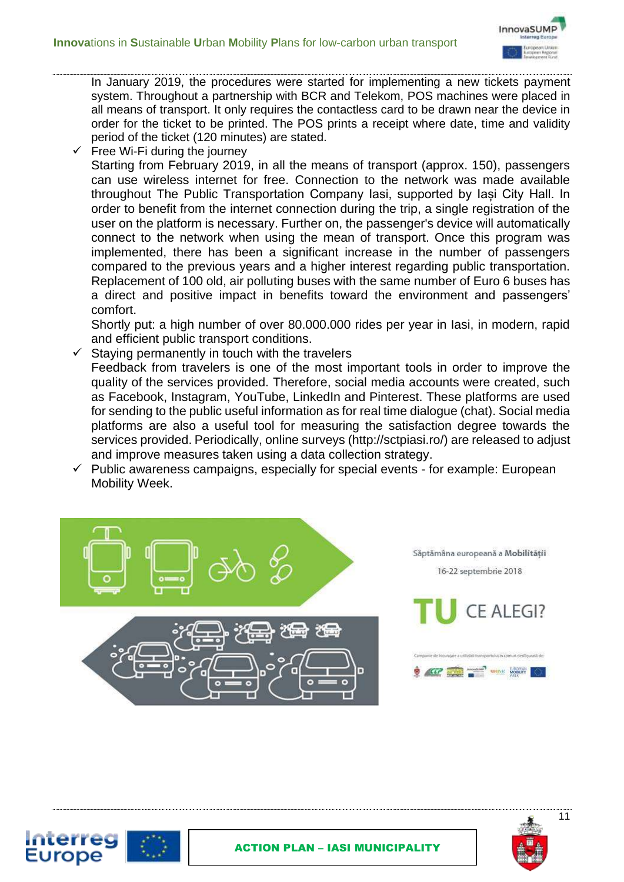In January 2019, the procedures were started for implementing a new tickets payment system. Throughout a partnership with BCR and Telekom, POS machines were placed in all means of transport. It only requires the contactless card to be drawn near the device in order for the ticket to be printed. The POS prints a receipt where date, time and validity period of the ticket (120 minutes) are stated.

- ✓ Free Wi-Fi during the journey

  Starting from February 2019, in all the means of transport (approx. 150), passengers can use wireless internet for free. Connection to the network was made available throughout The Public Transportation Company Iasi, supported by Iași City Hall. In order to benefit from the internet connection during the trip, a single registration of the user on the platform is necessary. Further on, the passenger's device will automatically connect to the network when using the mean of transport. Once this program was implemented, there has been a significant increase in the number of passengers compared to the previous years and a higher interest regarding public transportation. Replacement of 100 old, air polluting buses with the same number of Euro 6 buses has a direct and positive impact in benefits toward the environment and passengers' comfort.

  Shortly put: a high number of over 80.000.000 rides per year in Iasi, in modern, rapid and efficient public transport conditions.

- ✓ Staying permanently in touch with the travelers

  Feedback from travelers is one of the most important tools in order to improve the quality of the services provided. Therefore, social media accounts were created, such as Facebook, Instagram, YouTube, LinkedIn and Pinterest. These platforms are used for sending to the public useful information as for real time dialogue (chat). Social media platforms are also a useful tool for measuring the satisfaction degree towards the services provided. Periodically, online surveys (http://sctpiasi.ro/) are released to adjust and improve measures taken using a data collection strategy.

- ✓ Public awareness campaigns, especially for special events - for example: European Mobility Week.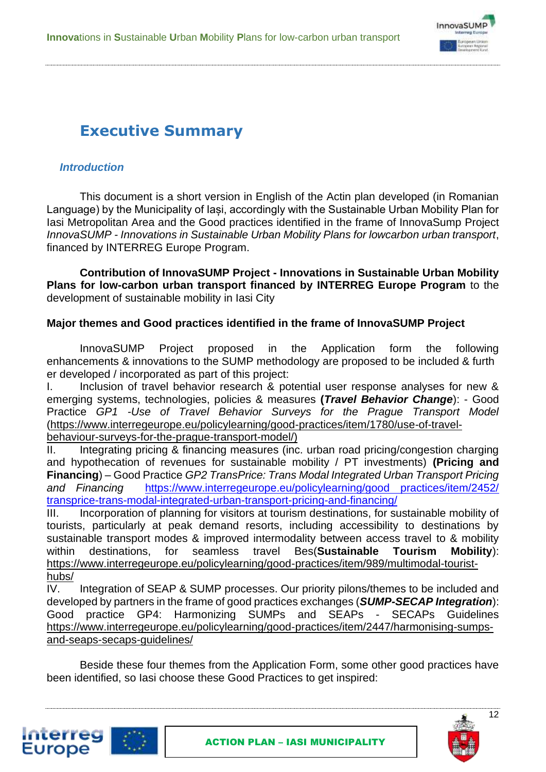# Executive Summary

### *Introduction*

This document is a short version in English of the Actin plan developed (in Romanian Language) by the Municipality of Iași, accordingly with the Sustainable Urban Mobility Plan for Iasi Metropolitan Area and the Good practices identified in the frame of InnovaSump Project *InnovaSUMP - Innovations in Sustainable Urban Mobility Plans for lowcarbon urban transport*, financed by INTERREG Europe Program.

**Contribution of InnovaSUMP Project - Innovations in Sustainable Urban Mobility Plans for low-carbon urban transport financed by INTERREG Europe Program** to the development of sustainable mobility in Iasi City

**Major themes and Good practices identified in the frame of InnovaSUMP Project**

InnovaSUMP Project proposed in the Application form the following enhancements & innovations to the SUMP methodology are proposed to be included & furth er developed / incorporated as part of this project:

I. Inclusion of travel behavior research & potential user response analyses for new & emerging systems, technologies, policies & measures **(*Travel Behavior Change*)**: - Good Practice *GP1 -Use of Travel Behavior Surveys for the Prague Transport Model* (https://www.interregeurope.eu/policylearning/good-practices/item/1780/use-of-travel-behaviour-surveys-for-the-prague-transport-model/)

II. Integrating pricing & financing measures (inc. urban road pricing/congestion charging and hypothecation of revenues for sustainable mobility / PT investments) **(Pricing and Financing)** – Good Practice *GP2 TransPrice: Trans Modal Integrated Urban Transport Pricing and Financing* https://www.interregeurope.eu/policylearning/good practices/item/2452/transprice-trans-modal-integrated-urban-transport-pricing-and-financing/

III. Incorporation of planning for visitors at tourism destinations, for sustainable mobility of tourists, particularly at peak demand resorts, including accessibility to destinations by sustainable transport modes & improved intermodality between access travel to & mobility within destinations, for seamless travel Bes(**Sustainable Tourism Mobility**): https://www.interregeurope.eu/policylearning/good-practices/item/989/multimodal-tourist-hubs/

IV. Integration of SEAP & SUMP processes. Our priority pilons/themes to be included and developed by partners in the frame of good practices exchanges (***SUMP-SECAP Integration***): Good practice GP4: Harmonizing SUMPs and SEAPs - SECAPs Guidelines https://www.interregeurope.eu/policylearning/good-practices/item/2447/harmonising-sumps-and-seaps-secaps-guidelines/

Beside these four themes from the Application Form, some other good practices have been identified, so Iasi choose these Good Practices to get inspired: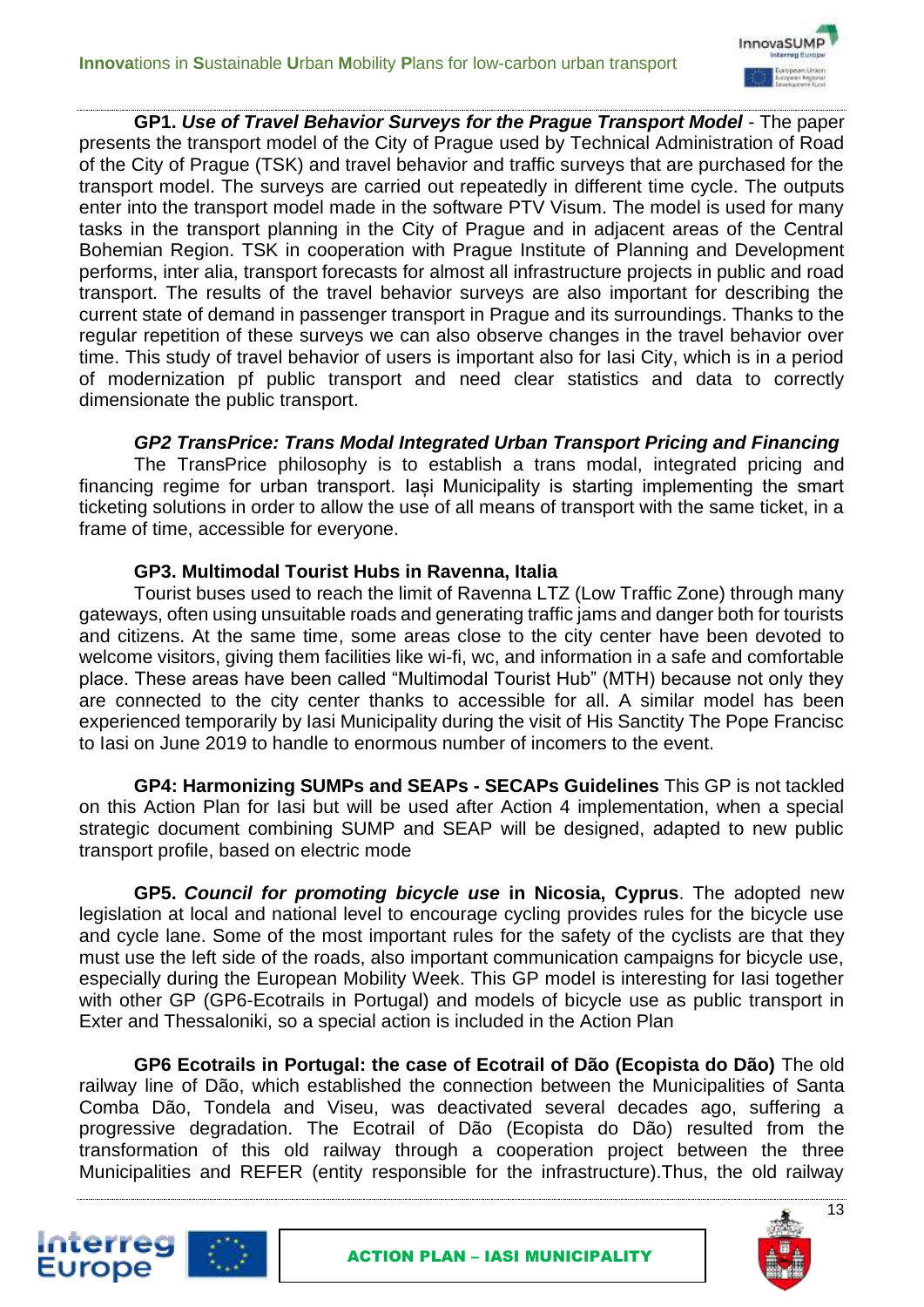**GP1. *Use of Travel Behavior Surveys for the Prague Transport Model*** - The paper presents the transport model of the City of Prague used by Technical Administration of Road of the City of Prague (TSK) and travel behavior and traffic surveys that are purchased for the transport model. The surveys are carried out repeatedly in different time cycle. The outputs enter into the transport model made in the software PTV Visum. The model is used for many tasks in the transport planning in the City of Prague and in adjacent areas of the Central Bohemian Region. TSK in cooperation with Prague Institute of Planning and Development performs, inter alia, transport forecasts for almost all infrastructure projects in public and road transport. The results of the travel behavior surveys are also important for describing the current state of demand in passenger transport in Prague and its surroundings. Thanks to the regular repetition of these surveys we can also observe changes in the travel behavior over time. This study of travel behavior of users is important also for Iasi City, which is in a period of modernization pf public transport and need clear statistics and data to correctly dimensionate the public transport.

***GP2 TransPrice: Trans Modal Integrated Urban Transport Pricing and Financing***

The TransPrice philosophy is to establish a trans modal, integrated pricing and financing regime for urban transport. Iași Municipality is starting implementing the smart ticketing solutions in order to allow the use of all means of transport with the same ticket, in a frame of time, accessible for everyone.

**GP3. Multimodal Tourist Hubs in Ravenna, Italia**

Tourist buses used to reach the limit of Ravenna LTZ (Low Traffic Zone) through many gateways, often using unsuitable roads and generating traffic jams and danger both for tourists and citizens. At the same time, some areas close to the city center have been devoted to welcome visitors, giving them facilities like wi-fi, wc, and information in a safe and comfortable place. These areas have been called "Multimodal Tourist Hub" (MTH) because not only they are connected to the city center thanks to accessible for all. A similar model has been experienced temporarily by Iasi Municipality during the visit of His Sanctity The Pope Francisc to Iasi on June 2019 to handle to enormous number of incomers to the event.

**GP4: Harmonizing SUMPs and SEAPs - SECAPs Guidelines** This GP is not tackled on this Action Plan for Iasi but will be used after Action 4 implementation, when a special strategic document combining SUMP and SEAP will be designed, adapted to new public transport profile, based on electric mode

**GP5. *Council for promoting bicycle use* in Nicosia, Cyprus**. The adopted new legislation at local and national level to encourage cycling provides rules for the bicycle use and cycle lane. Some of the most important rules for the safety of the cyclists are that they must use the left side of the roads, also important communication campaigns for bicycle use, especially during the European Mobility Week. This GP model is interesting for Iasi together with other GP (GP6-Ecotrails in Portugal) and models of bicycle use as public transport in Exter and Thessaloniki, so a special action is included in the Action Plan

**GP6 Ecotrails in Portugal: the case of Ecotrail of Dão (Ecopista do Dão)** The old railway line of Dão, which established the connection between the Municipalities of Santa Comba Dão, Tondela and Viseu, was deactivated several decades ago, suffering a progressive degradation. The Ecotrail of Dão (Ecopista do Dão) resulted from the transformation of this old railway through a cooperation project between the three Municipalities and REFER (entity responsible for the infrastructure).Thus, the old railway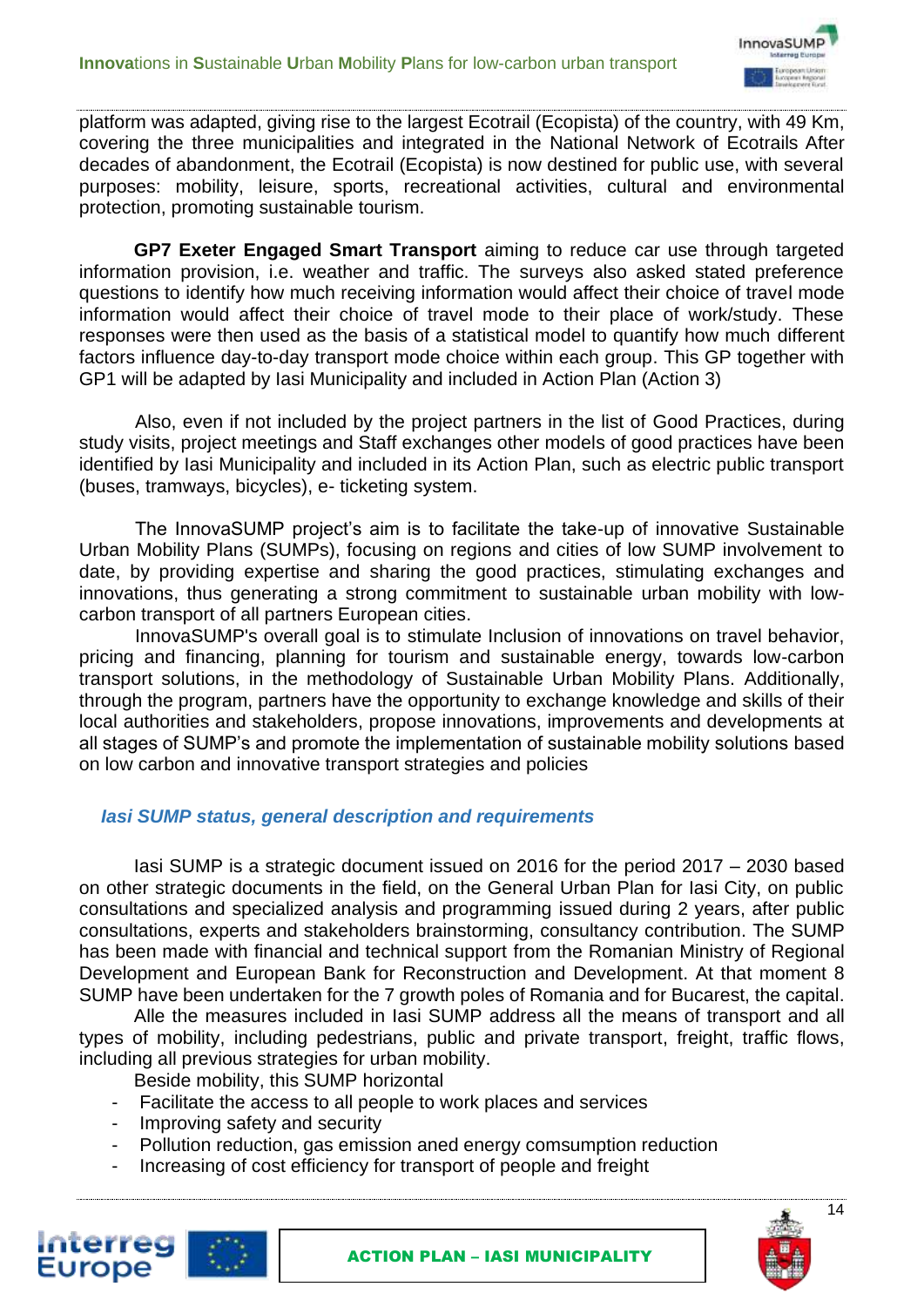platform was adapted, giving rise to the largest Ecotrail (Ecopista) of the country, with 49 Km, covering the three municipalities and integrated in the National Network of Ecotrails After decades of abandonment, the Ecotrail (Ecopista) is now destined for public use, with several purposes: mobility, leisure, sports, recreational activities, cultural and environmental protection, promoting sustainable tourism.

**GP7 Exeter Engaged Smart Transport** aiming to reduce car use through targeted information provision, i.e. weather and traffic. The surveys also asked stated preference questions to identify how much receiving information would affect their choice of travel mode information would affect their choice of travel mode to their place of work/study. These responses were then used as the basis of a statistical model to quantify how much different factors influence day-to-day transport mode choice within each group. This GP together with GP1 will be adapted by Iasi Municipality and included in Action Plan (Action 3)

Also, even if not included by the project partners in the list of Good Practices, during study visits, project meetings and Staff exchanges other models of good practices have been identified by Iasi Municipality and included in its Action Plan, such as electric public transport (buses, tramways, bicycles), e- ticketing system.

The InnovaSUMP project's aim is to facilitate the take-up of innovative Sustainable Urban Mobility Plans (SUMPs), focusing on regions and cities of low SUMP involvement to date, by providing expertise and sharing the good practices, stimulating exchanges and innovations, thus generating a strong commitment to sustainable urban mobility with low-carbon transport of all partners European cities.

InnovaSUMP's overall goal is to stimulate Inclusion of innovations on travel behavior, pricing and financing, planning for tourism and sustainable energy, towards low-carbon transport solutions, in the methodology of Sustainable Urban Mobility Plans. Additionally, through the program, partners have the opportunity to exchange knowledge and skills of their local authorities and stakeholders, propose innovations, improvements and developments at all stages of SUMP's and promote the implementation of sustainable mobility solutions based on low carbon and innovative transport strategies and policies

### *Iasi SUMP status, general description and requirements*

Iasi SUMP is a strategic document issued on 2016 for the period 2017 – 2030 based on other strategic documents in the field, on the General Urban Plan for Iasi City, on public consultations and specialized analysis and programming issued during 2 years, after public consultations, experts and stakeholders brainstorming, consultancy contribution. The SUMP has been made with financial and technical support from the Romanian Ministry of Regional Development and European Bank for Reconstruction and Development. At that moment 8 SUMP have been undertaken for the 7 growth poles of Romania and for Bucarest, the capital.

Alle the measures included in Iasi SUMP address all the means of transport and all types of mobility, including pedestrians, public and private transport, freight, traffic flows, including all previous strategies for urban mobility.

Beside mobility, this SUMP horizontal

- Facilitate the access to all people to work places and services
- Improving safety and security
- Pollution reduction, gas emission aned energy comsumption reduction
- Increasing of cost efficiency for transport of people and freight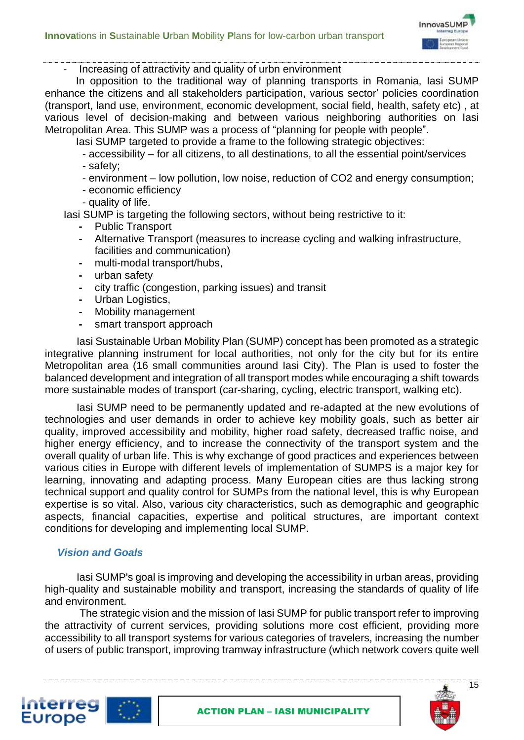- Increasing of attractivity and quality of urbn environment

In opposition to the traditional way of planning transports in Romania, Iasi SUMP enhance the citizens and all stakeholders participation, various sector' policies coordination (transport, land use, environment, economic development, social field, health, safety etc) , at various level of decision-making and between various neighboring authorities on Iasi Metropolitan Area. This SUMP was a process of "planning for people with people".

Iasi SUMP targeted to provide a frame to the following strategic objectives:

- accessibility – for all citizens, to all destinations, to all the essential point/services
- safety;
- environment – low pollution, low noise, reduction of $CO_2$ and energy consumption;
- economic efficiency
- quality of life.

Iasi SUMP is targeting the following sectors, without being restrictive to it:

- Public Transport
- Alternative Transport (measures to increase cycling and walking infrastructure, facilities and communication)
- multi-modal transport/hubs,
- urban safety
- city traffic (congestion, parking issues) and transit
- Urban Logistics,
- Mobility management
- smart transport approach

Iasi Sustainable Urban Mobility Plan (SUMP) concept has been promoted as a strategic integrative planning instrument for local authorities, not only for the city but for its entire Metropolitan area (16 small communities around Iasi City). The Plan is used to foster the balanced development and integration of all transport modes while encouraging a shift towards more sustainable modes of transport (car-sharing, cycling, electric transport, walking etc).

Iasi SUMP need to be permanently updated and re-adapted at the new evolutions of technologies and user demands in order to achieve key mobility goals, such as better air quality, improved accessibility and mobility, higher road safety, decreased traffic noise, and higher energy efficiency, and to increase the connectivity of the transport system and the overall quality of urban life. This is why exchange of good practices and experiences between various cities in Europe with different levels of implementation of SUMPS is a major key for learning, innovating and adapting process. Many European cities are thus lacking strong technical support and quality control for SUMPs from the national level, this is why European expertise is so vital. Also, various city characteristics, such as demographic and geographic aspects, financial capacities, expertise and political structures, are important context conditions for developing and implementing local SUMP.

### *Vision and Goals*

Iasi SUMP's goal is improving and developing the accessibility in urban areas, providing high-quality and sustainable mobility and transport, increasing the standards of quality of life and environment.

The strategic vision and the mission of Iasi SUMP for public transport refer to improving the attractivity of current services, providing solutions more cost efficient, providing more accessibility to all transport systems for various categories of travelers, increasing the number of users of public transport, improving tramway infrastructure (which network covers quite well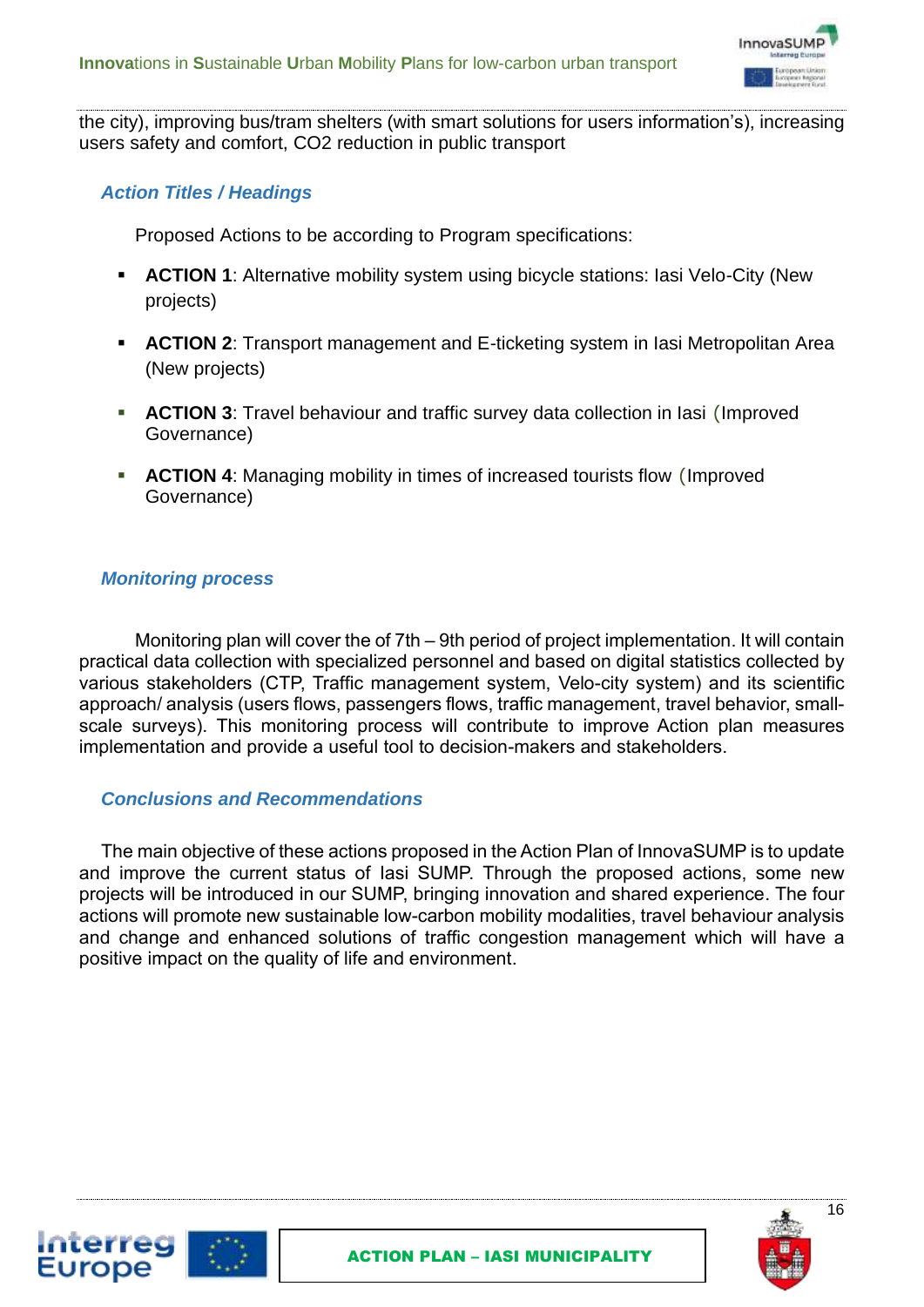the city), improving bus/tram shelters (with smart solutions for users information's), increasing users safety and comfort, CO2 reduction in public transport

### *Action Titles / Headings*

Proposed Actions to be according to Program specifications:

- **ACTION 1**: Alternative mobility system using bicycle stations: Iasi Velo-City (New projects)
- **ACTION 2**: Transport management and E-ticketing system in Iasi Metropolitan Area (New projects)
- **ACTION 3**: Travel behaviour and traffic survey data collection in Iasi (Improved Governance)
- **ACTION 4**: Managing mobility in times of increased tourists flow (Improved Governance)

### *Monitoring process*

Monitoring plan will cover the of 7th – 9th period of project implementation. It will contain practical data collection with specialized personnel and based on digital statistics collected by various stakeholders (CTP, Traffic management system, Velo-city system) and its scientific approach/ analysis (users flows, passengers flows, traffic management, travel behavior, small-scale surveys). This monitoring process will contribute to improve Action plan measures implementation and provide a useful tool to decision-makers and stakeholders.

### *Conclusions and Recommendations*

The main objective of these actions proposed in the Action Plan of InnovaSUMP is to update and improve the current status of Iasi SUMP. Through the proposed actions, some new projects will be introduced in our SUMP, bringing innovation and shared experience. The four actions will promote new sustainable low-carbon mobility modalities, travel behaviour analysis and change and enhanced solutions of traffic congestion management which will have a positive impact on the quality of life and environment.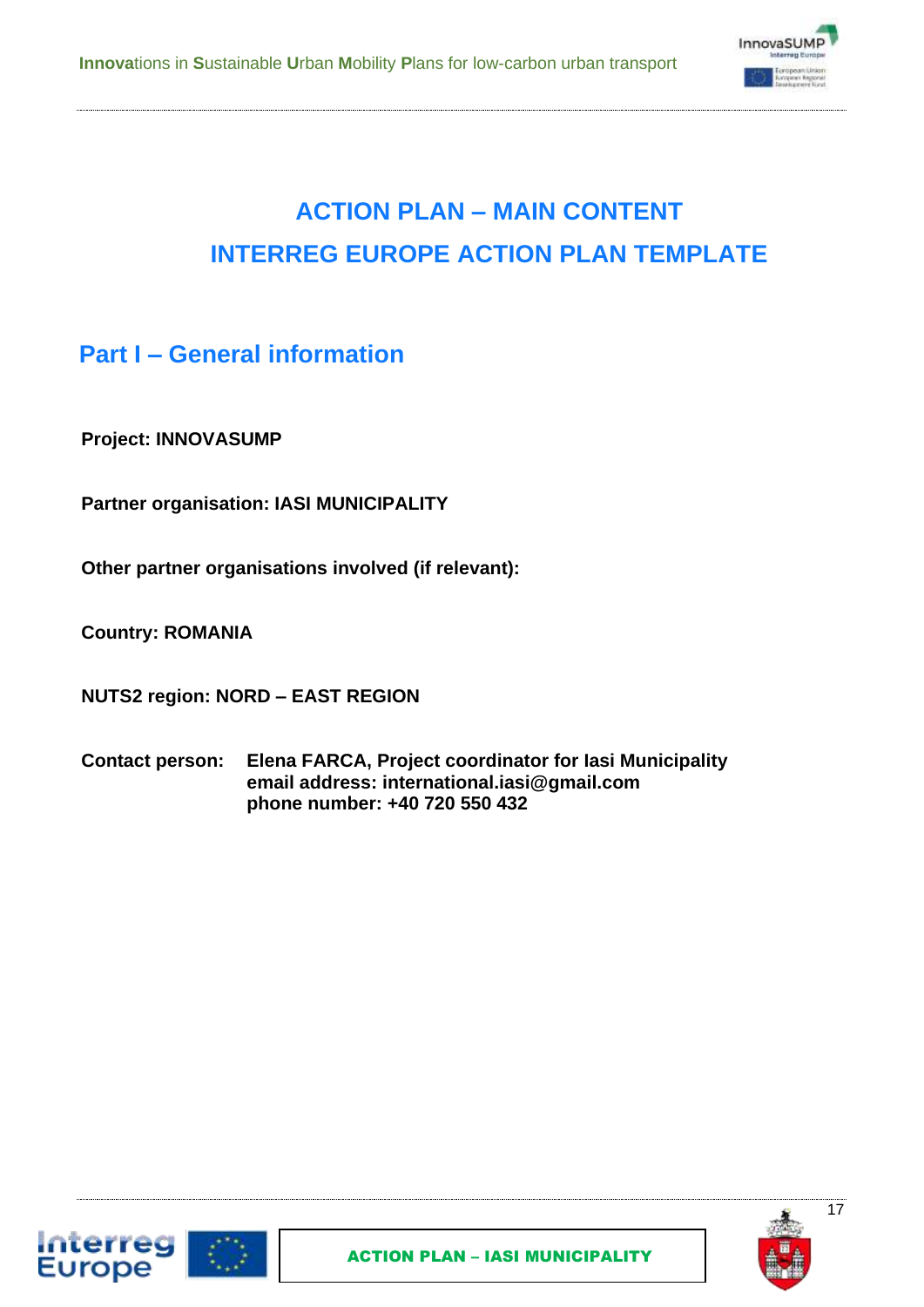# ACTION PLAN – MAIN CONTENT
# INTERREG EUROPE ACTION PLAN TEMPLATE

## Part I – General information

**Project: INNOVASUMP**

**Partner organisation: IASI MUNICIPALITY**

**Other partner organisations involved (if relevant):**

**Country: ROMANIA**

**NUTS2 region: NORD – EAST REGION**

**Contact person:** **Elena FARCA, Project coordinator for Iasi Municipality**
**email address: international.iasi@gmail.com**
**phone number: +40 720 550 432**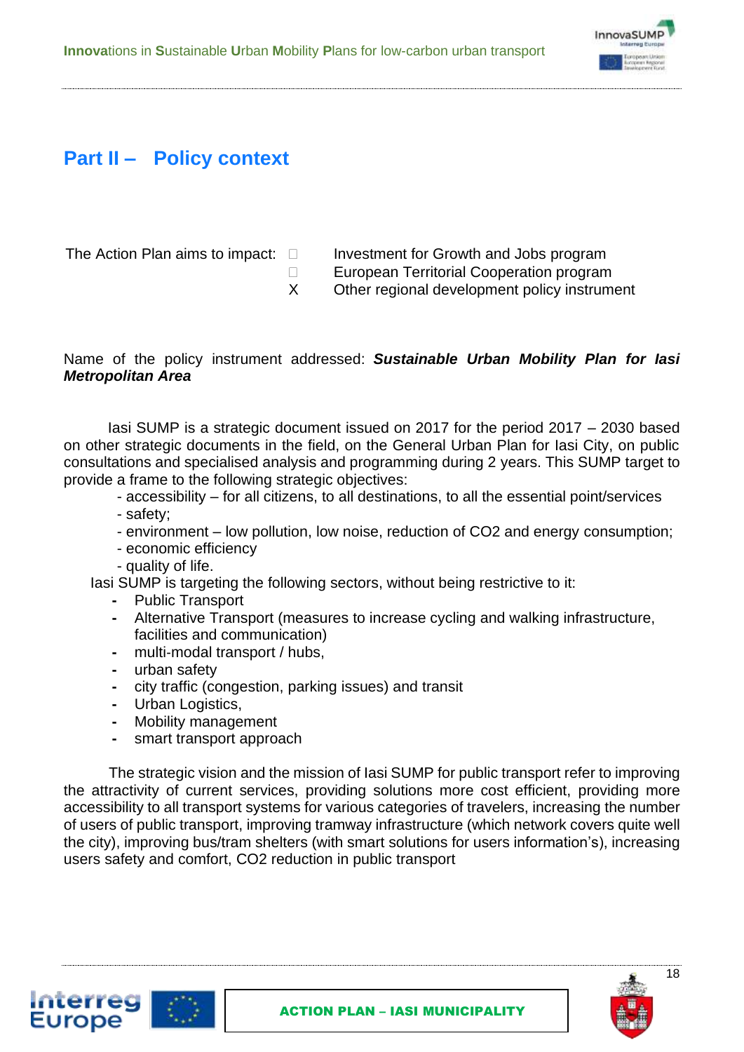## Part II – Policy context

The Action Plan aims to impact:

- ☐ Investment for Growth and Jobs program
- ☐ European Territorial Cooperation program
- X Other regional development policy instrument

Name of the policy instrument addressed: ***Sustainable Urban Mobility Plan for Iasi Metropolitan Area***

Iasi SUMP is a strategic document issued on 2017 for the period 2017 – 2030 based on other strategic documents in the field, on the General Urban Plan for Iasi City, on public consultations and specialised analysis and programming during 2 years. This SUMP target to provide a frame to the following strategic objectives:

- accessibility – for all citizens, to all destinations, to all the essential point/services
- safety;
- environment – low pollution, low noise, reduction of CO2 and energy consumption;
- economic efficiency
- quality of life.

Iasi SUMP is targeting the following sectors, without being restrictive to it:

- Public Transport
- Alternative Transport (measures to increase cycling and walking infrastructure, facilities and communication)
- multi-modal transport / hubs,
- urban safety
- city traffic (congestion, parking issues) and transit
- Urban Logistics,
- Mobility management
- smart transport approach

The strategic vision and the mission of Iasi SUMP for public transport refer to improving the attractivity of current services, providing solutions more cost efficient, providing more accessibility to all transport systems for various categories of travelers, increasing the number of users of public transport, improving tramway infrastructure (which network covers quite well the city), improving bus/tram shelters (with smart solutions for users information's), increasing users safety and comfort, CO2 reduction in public transport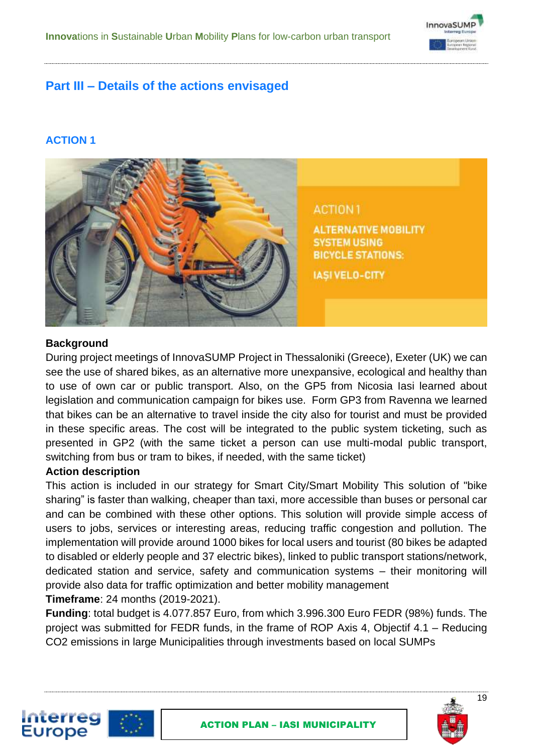## Part III – Details of the actions envisaged

### ACTION 1

ACTION 1

ALTERNATIVE MOBILITY SYSTEM USING BICYCLE STATIONS:

IAȘI VELO-CITY

**Background**

During project meetings of InnovaSUMP Project in Thessaloniki (Greece), Exeter (UK) we can see the use of shared bikes, as an alternative more unexpansive, ecological and healthy than to use of own car or public transport. Also, on the GP5 from Nicosia Iasi learned about legislation and communication campaign for bikes use. Form GP3 from Ravenna we learned that bikes can be an alternative to travel inside the city also for tourist and must be provided in these specific areas. The cost will be integrated to the public system ticketing, such as presented in GP2 (with the same ticket a person can use multi-modal public transport, switching from bus or tram to bikes, if needed, with the same ticket)

**Action description**

This action is included in our strategy for Smart City/Smart Mobility This solution of "bike sharing" is faster than walking, cheaper than taxi, more accessible than buses or personal car and can be combined with these other options. This solution will provide simple access of users to jobs, services or interesting areas, reducing traffic congestion and pollution. The implementation will provide around 1000 bikes for local users and tourist (80 bikes be adapted to disabled or elderly people and 37 electric bikes), linked to public transport stations/network, dedicated station and service, safety and communication systems – their monitoring will provide also data for traffic optimization and better mobility management

**Timeframe**: 24 months (2019-2021).

**Funding**: total budget is 4.077.857 Euro, from which 3.996.300 Euro FEDR (98%) funds. The project was submitted for FEDR funds, in the frame of ROP Axis 4, Objectif 4.1 – Reducing $CO_2$ emissions in large Municipalities through investments based on local SUMPs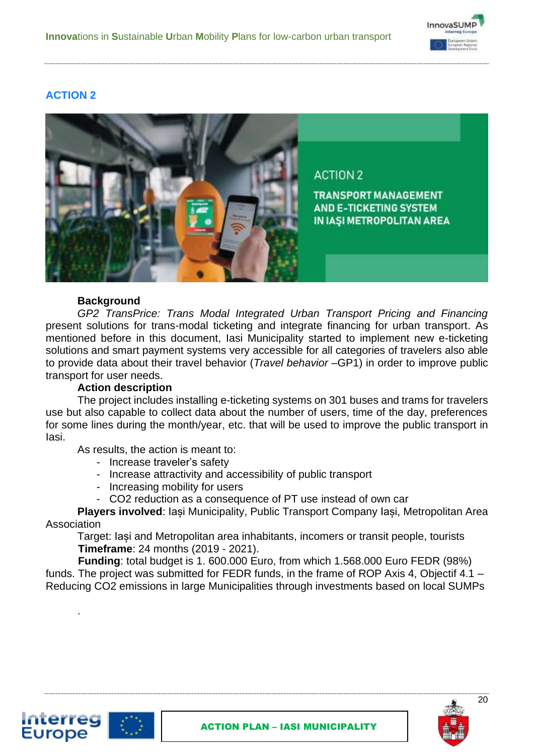## ACTION 2

ACTION 2

TRANSPORT MANAGEMENT AND E-TICKETING SYSTEM IN IAŞI METROPOLITAN AREA

**Background**

*GP2 TransPrice: Trans Modal Integrated Urban Transport Pricing and Financing* present solutions for trans-modal ticketing and integrate financing for urban transport. As mentioned before in this document, Iasi Municipality started to implement new e-ticketing solutions and smart payment systems very accessible for all categories of travelers also able to provide data about their travel behavior (*Travel behavior* –GP1) in order to improve public transport for user needs.

**Action description**

The project includes installing e-ticketing systems on 301 buses and trams for travelers use but also capable to collect data about the number of users, time of the day, preferences for some lines during the month/year, etc. that will be used to improve the public transport in Iasi.

As results, the action is meant to:

- Increase traveler's safety
- Increase attractivity and accessibility of public transport
- Increasing mobility for users
- CO2 reduction as a consequence of PT use instead of own car

**Players involved**: Iași Municipality, Public Transport Company Iași, Metropolitan Area Association

Target: Iași and Metropolitan area inhabitants, incomers or transit people, tourists

**Timeframe**: 24 months (2019 - 2021).

**Funding**: total budget is 1. 600.000 Euro, from which 1.568.000 Euro FEDR (98%) funds. The project was submitted for FEDR funds, in the frame of ROP Axis 4, Objectif 4.1 – Reducing CO2 emissions in large Municipalities through investments based on local SUMPs

.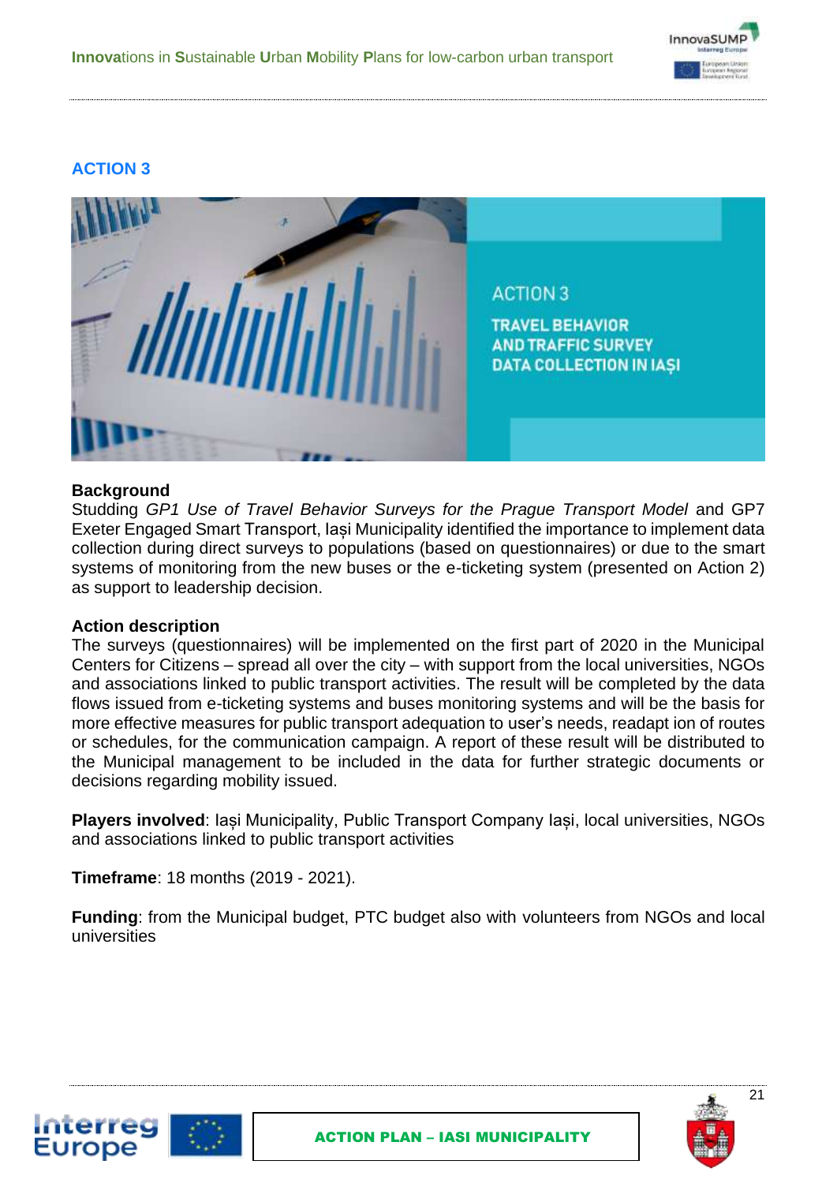## ACTION 3

ACTION 3

TRAVEL BEHAVIOR AND TRAFFIC SURVEY DATA COLLECTION IN IAȘI

**Background**

Studding *GP1 Use of Travel Behavior Surveys for the Prague Transport Model* and GP7 Exeter Engaged Smart Transport, Iași Municipality identified the importance to implement data collection during direct surveys to populations (based on questionnaires) or due to the smart systems of monitoring from the new buses or the e-ticketing system (presented on Action 2) as support to leadership decision.

**Action description**

The surveys (questionnaires) will be implemented on the first part of 2020 in the Municipal Centers for Citizens – spread all over the city – with support from the local universities, NGOs and associations linked to public transport activities. The result will be completed by the data flows issued from e-ticketing systems and buses monitoring systems and will be the basis for more effective measures for public transport adequation to user's needs, readapt ion of routes or schedules, for the communication campaign. A report of these result will be distributed to the Municipal management to be included in the data for further strategic documents or decisions regarding mobility issued.

**Players involved**: Iași Municipality, Public Transport Company Iași, local universities, NGOs and associations linked to public transport activities

**Timeframe**: 18 months (2019 - 2021).

**Funding**: from the Municipal budget, PTC budget also with volunteers from NGOs and local universities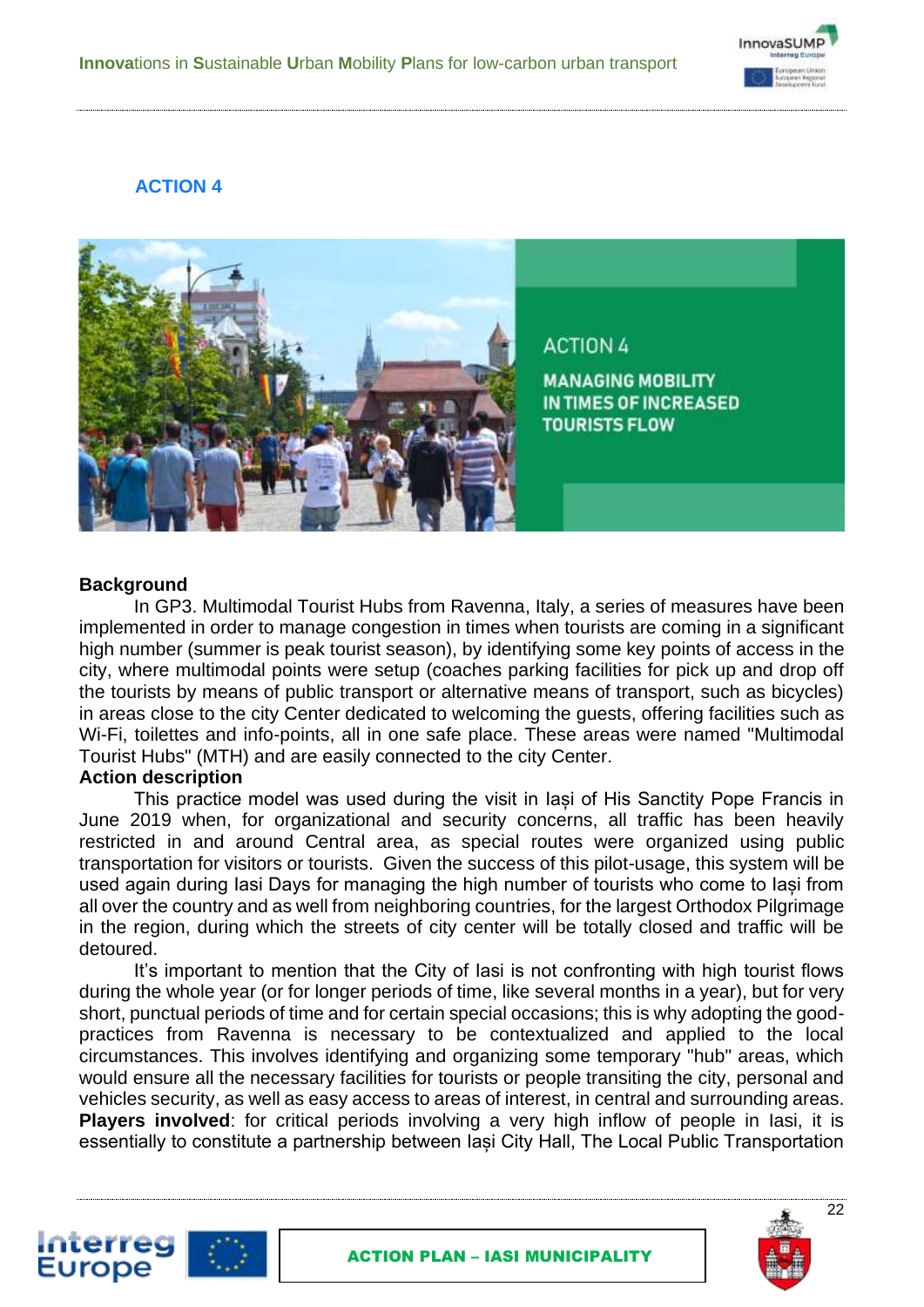## ACTION 4

ACTION 4

MANAGING MOBILITY IN TIMES OF INCREASED TOURISTS FLOW

**Background**

In GP3. Multimodal Tourist Hubs from Ravenna, Italy, a series of measures have been implemented in order to manage congestion in times when tourists are coming in a significant high number (summer is peak tourist season), by identifying some key points of access in the city, where multimodal points were setup (coaches parking facilities for pick up and drop off the tourists by means of public transport or alternative means of transport, such as bicycles) in areas close to the city Center dedicated to welcoming the guests, offering facilities such as Wi-Fi, toilettes and info-points, all in one safe place. These areas were named "Multimodal Tourist Hubs" (MTH) and are easily connected to the city Center.

**Action description**

This practice model was used during the visit in Iași of His Sanctity Pope Francis in June 2019 when, for organizational and security concerns, all traffic has been heavily restricted in and around Central area, as special routes were organized using public transportation for visitors or tourists. Given the success of this pilot-usage, this system will be used again during Iasi Days for managing the high number of tourists who come to Iași from all over the country and as well from neighboring countries, for the largest Orthodox Pilgrimage in the region, during which the streets of city center will be totally closed and traffic will be detoured.

It's important to mention that the City of Iasi is not confronting with high tourist flows during the whole year (or for longer periods of time, like several months in a year), but for very short, punctual periods of time and for certain special occasions; this is why adopting the good-practices from Ravenna is necessary to be contextualized and applied to the local circumstances. This involves identifying and organizing some temporary "hub" areas, which would ensure all the necessary facilities for tourists or people transiting the city, personal and vehicles security, as well as easy access to areas of interest, in central and surrounding areas.

**Players involved**: for critical periods involving a very high inflow of people in Iasi, it is essentially to constitute a partnership between Iași City Hall, The Local Public Transportation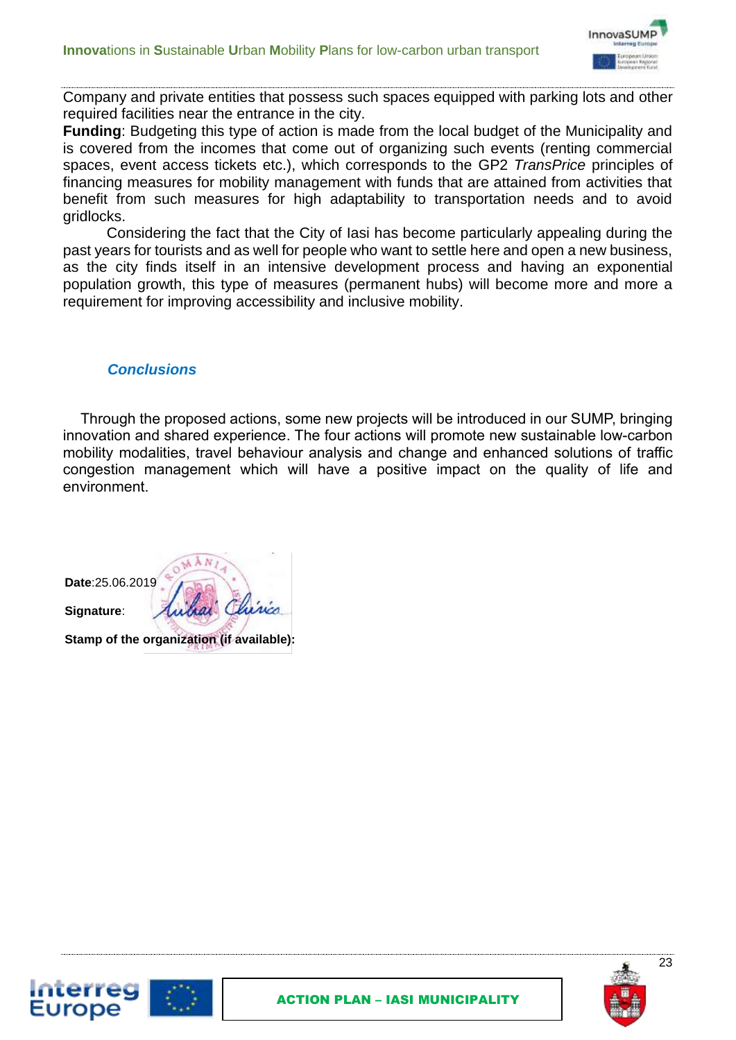Company and private entities that possess such spaces equipped with parking lots and other required facilities near the entrance in the city.

**Funding**: Budgeting this type of action is made from the local budget of the Municipality and is covered from the incomes that come out of organizing such events (renting commercial spaces, event access tickets etc.), which corresponds to the GP2 *TransPrice* principles of financing measures for mobility management with funds that are attained from activities that benefit from such measures for high adaptability to transportation needs and to avoid gridlocks.

Considering the fact that the City of Iasi has become particularly appealing during the past years for tourists and as well for people who want to settle here and open a new business, as the city finds itself in an intensive development process and having an exponential population growth, this type of measures (permanent hubs) will become more and more a requirement for improving accessibility and inclusive mobility.

### *Conclusions*

Through the proposed actions, some new projects will be introduced in our SUMP, bringing innovation and shared experience. The four actions will promote new sustainable low-carbon mobility modalities, travel behaviour analysis and change and enhanced solutions of traffic congestion management which will have a positive impact on the quality of life and environment.

**Date**:25.06.2019

**Signature**:

**Stamp of the organization (if available):**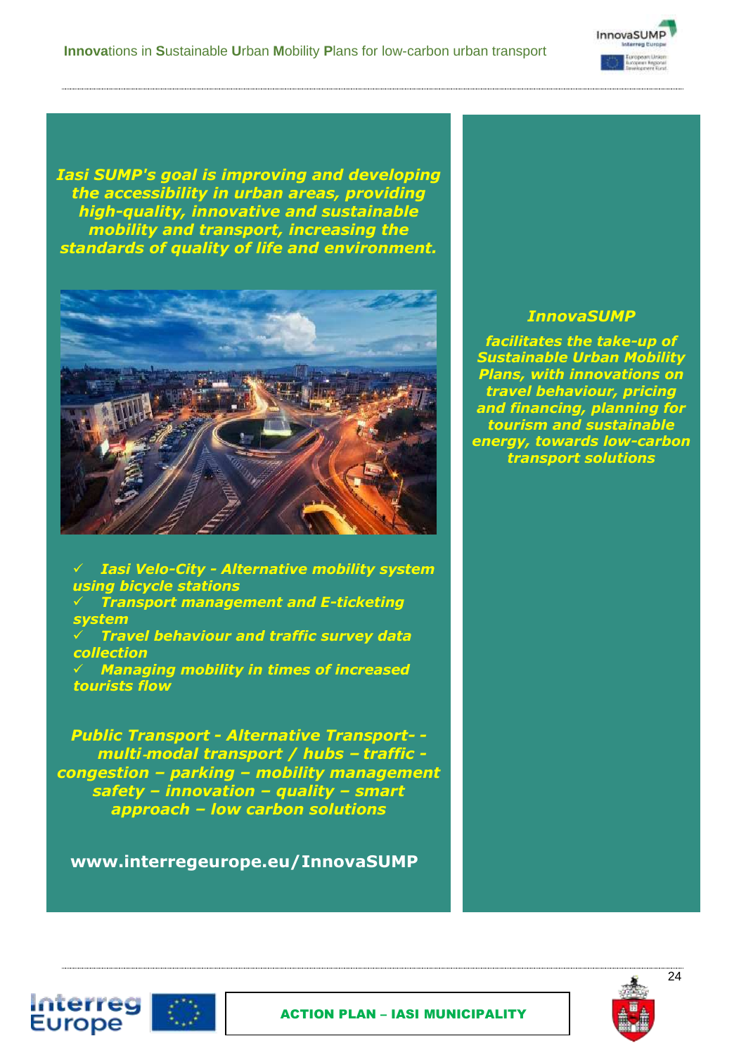***Iasi SUMP's goal is improving and developing the accessibility in urban areas, providing high-quality, innovative and sustainable mobility and transport, increasing the standards of quality of life and environment.***

- ***Iasi Velo-City - Alternative mobility system using bicycle stations***
- ***Transport management and E-ticketing system***
- ***Travel behaviour and traffic survey data collection***
- ***Managing mobility in times of increased tourists flow***

***Public Transport - Alternative Transport- - multi-modal transport / hubs – traffic - congestion – parking – mobility management safety – innovation – quality – smart approach – low carbon solutions***

**www.interregeurope.eu/InnovaSUMP**

***InnovaSUMP***

***facilitates the take-up of Sustainable Urban Mobility Plans, with innovations on travel behaviour, pricing and financing, planning for tourism and sustainable energy, towards low-carbon transport solutions***